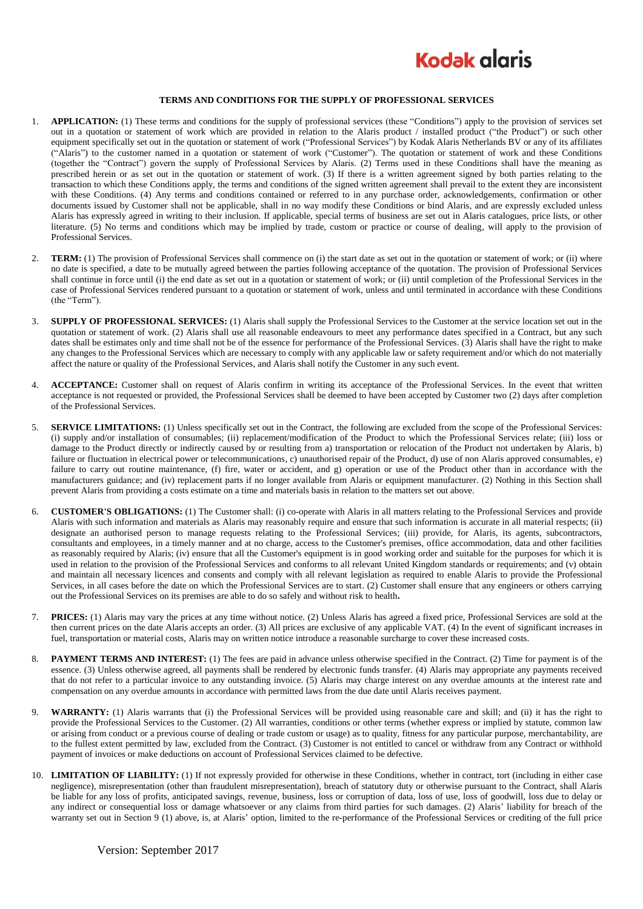Kodak alaris

# TERMS AND CONDITIONS FOR THE SUPPLY OF PROFESSIONAL SERVICES

1. **APPLICATION:** (1) These terms and conditions for the supply of professional services (these "Conditions") apply to the provision of services set out in a quotation or statement of work which are provided in relation to the Alaris product / installed product ("the Product") or such other equipment specifically set out in the quotation or statement of work ("Professional Services") by Kodak Alaris Netherlands BV or any of its affiliates ("Alaris") to the customer named in a quotation or statement of work ("Customer"). The quotation or statement of work and these Conditions (together the "Contract") govern the supply of Professional Services by Alaris. (2) Terms used in these Conditions shall have the meaning as prescribed herein or as set out in the quotation or statement of work. (3) If there is a written agreement signed by both parties relating to the transaction to which these Conditions apply, the terms and conditions of the signed written agreement shall prevail to the extent they are inconsistent with these Conditions. (4) Any terms and conditions contained or referred to in any purchase order, acknowledgements, confirmation or other documents issued by Customer shall not be applicable, shall in no way modify these Conditions or bind Alaris, and are expressly excluded unless Alaris has expressly agreed in writing to their inclusion. If applicable, special terms of business are set out in Alaris catalogues, price lists, or other literature. (5) No terms and conditions which may be implied by trade, custom or practice or course of dealing, will apply to the provision of Professional Services.

2. **TERM:** (1) The provision of Professional Services shall commence on (i) the start date as set out in the quotation or statement of work; or (ii) where no date is specified, a date to be mutually agreed between the parties following acceptance of the quotation. The provision of Professional Services shall continue in force until (i) the end date as set out in a quotation or statement of work; or (ii) until completion of the Professional Services in the case of Professional Services rendered pursuant to a quotation or statement of work, unless and until terminated in accordance with these Conditions (the "Term").

3. **SUPPLY OF PROFESSIONAL SERVICES:** (1) Alaris shall supply the Professional Services to the Customer at the service location set out in the quotation or statement of work. (2) Alaris shall use all reasonable endeavours to meet any performance dates specified in a Contract, but any such dates shall be estimates only and time shall not be of the essence for performance of the Professional Services. (3) Alaris shall have the right to make any changes to the Professional Services which are necessary to comply with any applicable law or safety requirement and/or which do not materially affect the nature or quality of the Professional Services, and Alaris shall notify the Customer in any such event.

4. **ACCEPTANCE:** Customer shall on request of Alaris confirm in writing its acceptance of the Professional Services. In the event that written acceptance is not requested or provided, the Professional Services shall be deemed to have been accepted by Customer two (2) days after completion of the Professional Services.

5. **SERVICE LIMITATIONS:** (1) Unless specifically set out in the Contract, the following are excluded from the scope of the Professional Services: (i) supply and/or installation of consumables; (ii) replacement/modification of the Product to which the Professional Services relate; (iii) loss or damage to the Product directly or indirectly caused by or resulting from a) transportation or relocation of the Product not undertaken by Alaris, b) failure or fluctuation in electrical power or telecommunications, c) unauthorised repair of the Product, d) use of non Alaris approved consumables, e) failure to carry out routine maintenance, (f) fire, water or accident, and g) operation or use of the Product other than in accordance with the manufacturers guidance; and (iv) replacement parts if no longer available from Alaris or equipment manufacturer. (2) Nothing in this Section shall prevent Alaris from providing a costs estimate on a time and materials basis in relation to the matters set out above.

6. **CUSTOMER'S OBLIGATIONS:** (1) The Customer shall: (i) co-operate with Alaris in all matters relating to the Professional Services and provide Alaris with such information and materials as Alaris may reasonably require and ensure that such information is accurate in all material respects; (ii) designate an authorised person to manage requests relating to the Professional Services; (iii) provide, for Alaris, its agents, subcontractors, consultants and employees, in a timely manner and at no charge, access to the Customer's premises, office accommodation, data and other facilities as reasonably required by Alaris; (iv) ensure that all the Customer's equipment is in good working order and suitable for the purposes for which it is used in relation to the provision of the Professional Services and conforms to all relevant United Kingdom standards or requirements; and (v) obtain and maintain all necessary licences and consents and comply with all relevant legislation as required to enable Alaris to provide the Professional Services, in all cases before the date on which the Professional Services are to start. (2) Customer shall ensure that any engineers or others carrying out the Professional Services on its premises are able to do so safely and without risk to health**.**

7. **PRICES:** (1) Alaris may vary the prices at any time without notice. (2) Unless Alaris has agreed a fixed price, Professional Services are sold at the then current prices on the date Alaris accepts an order. (3) All prices are exclusive of any applicable VAT. (4) In the event of significant increases in fuel, transportation or material costs, Alaris may on written notice introduce a reasonable surcharge to cover these increased costs.

8. **PAYMENT TERMS AND INTEREST:** (1) The fees are paid in advance unless otherwise specified in the Contract. (2) Time for payment is of the essence. (3) Unless otherwise agreed, all payments shall be rendered by electronic funds transfer. (4) Alaris may appropriate any payments received that do not refer to a particular invoice to any outstanding invoice. (5) Alaris may charge interest on any overdue amounts at the interest rate and compensation on any overdue amounts in accordance with permitted laws from the due date until Alaris receives payment.

9. **WARRANTY:** (1) Alaris warrants that (i) the Professional Services will be provided using reasonable care and skill; and (ii) it has the right to provide the Professional Services to the Customer. (2) All warranties, conditions or other terms (whether express or implied by statute, common law or arising from conduct or a previous course of dealing or trade custom or usage) as to quality, fitness for any particular purpose, merchantability, are to the fullest extent permitted by law, excluded from the Contract. (3) Customer is not entitled to cancel or withdraw from any Contract or withhold payment of invoices or make deductions on account of Professional Services claimed to be defective.

10. **LIMITATION OF LIABILITY:** (1) If not expressly provided for otherwise in these Conditions, whether in contract, tort (including in either case negligence), misrepresentation (other than fraudulent misrepresentation), breach of statutory duty or otherwise pursuant to the Contract, shall Alaris be liable for any loss of profits, anticipated savings, revenue, business, loss or corruption of data, loss of use, loss of goodwill, loss due to delay or any indirect or consequential loss or damage whatsoever or any claims from third parties for such damages. (2) Alaris' liability for breach of the warranty set out in Section 9 (1) above, is, at Alaris' option, limited to the re-performance of the Professional Services or crediting of the full price

Version: September 2017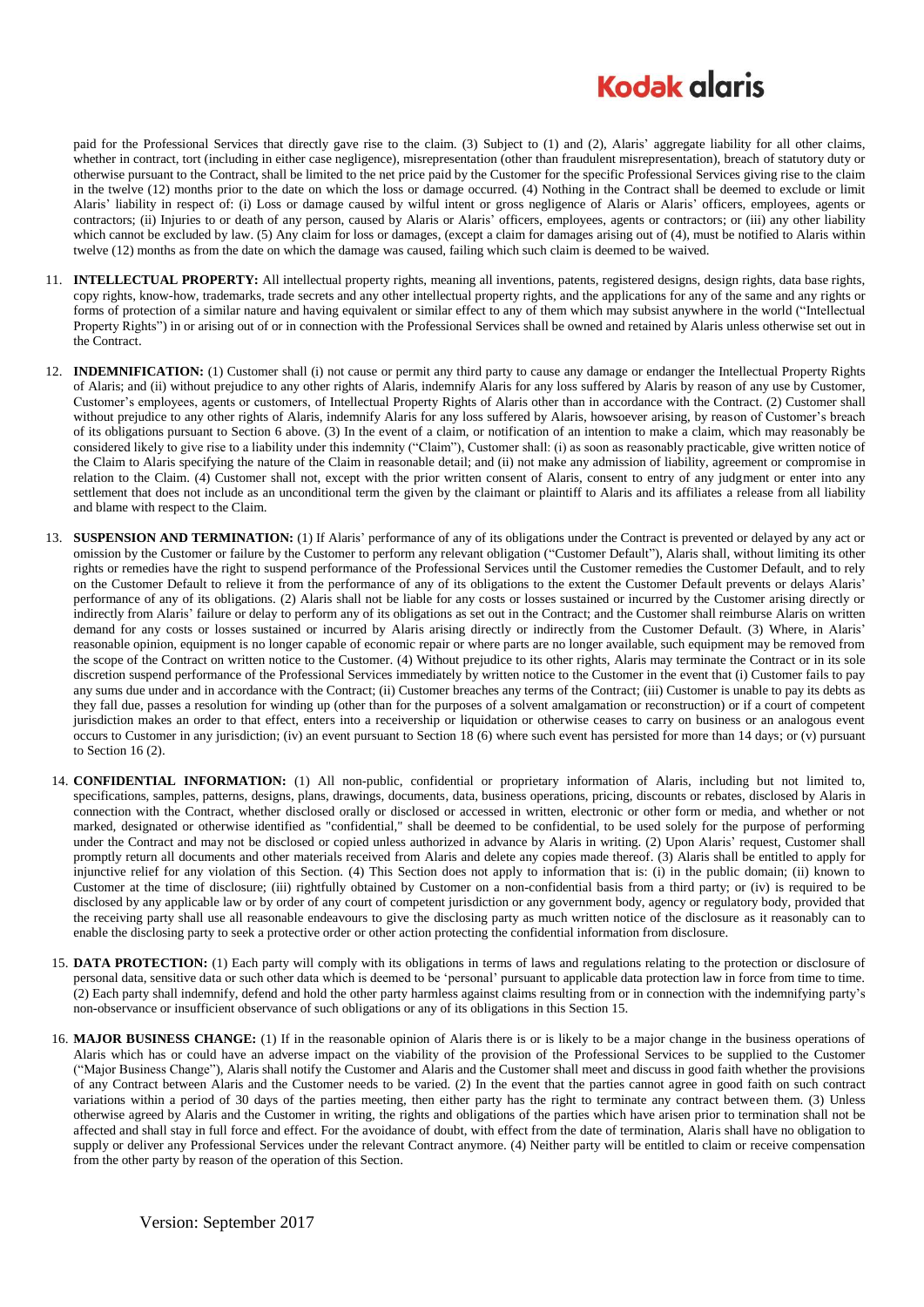paid for the Professional Services that directly gave rise to the claim. (3) Subject to (1) and (2), Alaris' aggregate liability for all other claims, whether in contract, tort (including in either case negligence), misrepresentation (other than fraudulent misrepresentation), breach of statutory duty or otherwise pursuant to the Contract, shall be limited to the net price paid by the Customer for the specific Professional Services giving rise to the claim in the twelve (12) months prior to the date on which the loss or damage occurred. (4) Nothing in the Contract shall be deemed to exclude or limit Alaris' liability in respect of: (i) Loss or damage caused by wilful intent or gross negligence of Alaris or Alaris' officers, employees, agents or contractors; (ii) Injuries to or death of any person, caused by Alaris or Alaris' officers, employees, agents or contractors; or (iii) any other liability which cannot be excluded by law. (5) Any claim for loss or damages, (except a claim for damages arising out of (4), must be notified to Alaris within twelve (12) months as from the date on which the damage was caused, failing which such claim is deemed to be waived.

11. **INTELLECTUAL PROPERTY:** All intellectual property rights, meaning all inventions, patents, registered designs, design rights, data base rights, copy rights, know-how, trademarks, trade secrets and any other intellectual property rights, and the applications for any of the same and any rights or forms of protection of a similar nature and having equivalent or similar effect to any of them which may subsist anywhere in the world ("Intellectual Property Rights") in or arising out of or in connection with the Professional Services shall be owned and retained by Alaris unless otherwise set out in the Contract.

12. **INDEMNIFICATION:** (1) Customer shall (i) not cause or permit any third party to cause any damage or endanger the Intellectual Property Rights of Alaris; and (ii) without prejudice to any other rights of Alaris, indemnify Alaris for any loss suffered by Alaris by reason of any use by Customer, Customer's employees, agents or customers, of Intellectual Property Rights of Alaris other than in accordance with the Contract. (2) Customer shall without prejudice to any other rights of Alaris, indemnify Alaris for any loss suffered by Alaris, howsoever arising, by reason of Customer's breach of its obligations pursuant to Section 6 above. (3) In the event of a claim, or notification of an intention to make a claim, which may reasonably be considered likely to give rise to a liability under this indemnity ("Claim"), Customer shall: (i) as soon as reasonably practicable, give written notice of the Claim to Alaris specifying the nature of the Claim in reasonable detail; and (ii) not make any admission of liability, agreement or compromise in relation to the Claim. (4) Customer shall not, except with the prior written consent of Alaris, consent to entry of any judgment or enter into any settlement that does not include as an unconditional term the given by the claimant or plaintiff to Alaris and its affiliates a release from all liability and blame with respect to the Claim.

13. **SUSPENSION AND TERMINATION:** (1) If Alaris' performance of any of its obligations under the Contract is prevented or delayed by any act or omission by the Customer or failure by the Customer to perform any relevant obligation ("Customer Default"), Alaris shall, without limiting its other rights or remedies have the right to suspend performance of the Professional Services until the Customer remedies the Customer Default, and to rely on the Customer Default to relieve it from the performance of any of its obligations to the extent the Customer Default prevents or delays Alaris' performance of any of its obligations. (2) Alaris shall not be liable for any costs or losses sustained or incurred by the Customer arising directly or indirectly from Alaris' failure or delay to perform any of its obligations as set out in the Contract; and the Customer shall reimburse Alaris on written demand for any costs or losses sustained or incurred by Alaris arising directly or indirectly from the Customer Default. (3) Where, in Alaris' reasonable opinion, equipment is no longer capable of economic repair or where parts are no longer available, such equipment may be removed from the scope of the Contract on written notice to the Customer. (4) Without prejudice to its other rights, Alaris may terminate the Contract or in its sole discretion suspend performance of the Professional Services immediately by written notice to the Customer in the event that (i) Customer fails to pay any sums due under and in accordance with the Contract; (ii) Customer breaches any terms of the Contract; (iii) Customer is unable to pay its debts as they fall due, passes a resolution for winding up (other than for the purposes of a solvent amalgamation or reconstruction) or if a court of competent jurisdiction makes an order to that effect, enters into a receivership or liquidation or otherwise ceases to carry on business or an analogous event occurs to Customer in any jurisdiction; (iv) an event pursuant to Section 18 (6) where such event has persisted for more than 14 days; or (v) pursuant to Section 16 (2).

14. **CONFIDENTIAL INFORMATION:** (1) All non-public, confidential or proprietary information of Alaris, including but not limited to, specifications, samples, patterns, designs, plans, drawings, documents, data, business operations, pricing, discounts or rebates, disclosed by Alaris in connection with the Contract, whether disclosed orally or disclosed or accessed in written, electronic or other form or media, and whether or not marked, designated or otherwise identified as "confidential," shall be deemed to be confidential, to be used solely for the purpose of performing under the Contract and may not be disclosed or copied unless authorized in advance by Alaris in writing. (2) Upon Alaris' request, Customer shall promptly return all documents and other materials received from Alaris and delete any copies made thereof. (3) Alaris shall be entitled to apply for injunctive relief for any violation of this Section. (4) This Section does not apply to information that is: (i) in the public domain; (ii) known to Customer at the time of disclosure; (iii) rightfully obtained by Customer on a non-confidential basis from a third party; or (iv) is required to be disclosed by any applicable law or by order of any court of competent jurisdiction or any government body, agency or regulatory body, provided that the receiving party shall use all reasonable endeavours to give the disclosing party as much written notice of the disclosure as it reasonably can to enable the disclosing party to seek a protective order or other action protecting the confidential information from disclosure.

15. **DATA PROTECTION:** (1) Each party will comply with its obligations in terms of laws and regulations relating to the protection or disclosure of personal data, sensitive data or such other data which is deemed to be 'personal' pursuant to applicable data protection law in force from time to time. (2) Each party shall indemnify, defend and hold the other party harmless against claims resulting from or in connection with the indemnifying party's non-observance or insufficient observance of such obligations or any of its obligations in this Section 15.

16. **MAJOR BUSINESS CHANGE:** (1) If in the reasonable opinion of Alaris there is or is likely to be a major change in the business operations of Alaris which has or could have an adverse impact on the viability of the provision of the Professional Services to be supplied to the Customer ("Major Business Change"), Alaris shall notify the Customer and Alaris and the Customer shall meet and discuss in good faith whether the provisions of any Contract between Alaris and the Customer needs to be varied. (2) In the event that the parties cannot agree in good faith on such contract variations within a period of 30 days of the parties meeting, then either party has the right to terminate any contract between them. (3) Unless otherwise agreed by Alaris and the Customer in writing, the rights and obligations of the parties which have arisen prior to termination shall not be affected and shall stay in full force and effect. For the avoidance of doubt, with effect from the date of termination, Alaris shall have no obligation to supply or deliver any Professional Services under the relevant Contract anymore. (4) Neither party will be entitled to claim or receive compensation from the other party by reason of the operation of this Section.

Version: September 2017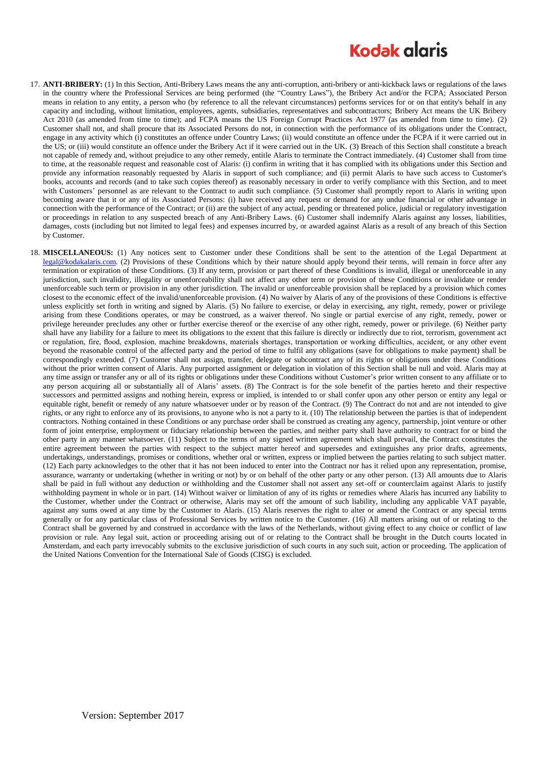17. **ANTI-BRIBERY:** (1) In this Section, Anti-Bribery Laws means the any anti-corruption, anti-bribery or anti-kickback laws or regulations of the laws in the country where the Professional Services are being performed (the "Country Laws"), the Bribery Act and/or the FCPA; Associated Person means in relation to any entity, a person who (by reference to all the relevant circumstances) performs services for or on that entity's behalf in any capacity and including, without limitation, employees, agents, subsidiaries, representatives and subcontractors; Bribery Act means the UK Bribery Act 2010 (as amended from time to time); and FCPA means the US Foreign Corrupt Practices Act 1977 (as amended from time to time). (2) Customer shall not, and shall procure that its Associated Persons do not, in connection with the performance of its obligations under the Contract, engage in any activity which (i) constitutes an offence under Country Laws; (ii) would constitute an offence under the FCPA if it were carried out in the US; or (iii) would constitute an offence under the Bribery Act if it were carried out in the UK. (3) Breach of this Section shall constitute a breach not capable of remedy and, without prejudice to any other remedy, entitle Alaris to terminate the Contract immediately. (4) Customer shall from time to time, at the reasonable request and reasonable cost of Alaris: (i) confirm in writing that it has complied with its obligations under this Section and provide any information reasonably requested by Alaris in support of such compliance; and (ii) permit Alaris to have such access to Customer's books, accounts and records (and to take such copies thereof) as reasonably necessary in order to verify compliance with this Section, and to meet with Customers' personnel as are relevant to the Contract to audit such compliance. (5) Customer shall promptly report to Alaris in writing upon becoming aware that it or any of its Associated Persons: (i) have received any request or demand for any undue financial or other advantage in connection with the performance of the Contract; or (ii) are the subject of any actual, pending or threatened police, judicial or regulatory investigation or proceedings in relation to any suspected breach of any Anti-Bribery Laws. (6) Customer shall indemnify Alaris against any losses, liabilities, damages, costs (including but not limited to legal fees) and expenses incurred by, or awarded against Alaris as a result of any breach of this Section by Customer.

18. **MISCELLANEOUS:** (1) Any notices sent to Customer under these Conditions shall be sent to the attention of the Legal Department at legal@kodakalaris.com. (2) Provisions of these Conditions which by their nature should apply beyond their terms, will remain in force after any termination or expiration of these Conditions. (3) If any term, provision or part thereof of these Conditions is invalid, illegal or unenforceable in any jurisdiction, such invalidity, illegality or unenforceability shall not affect any other term or provision of these Conditions or invalidate or render unenforceable such term or provision in any other jurisdiction. The invalid or unenforceable provision shall be replaced by a provision which comes closest to the economic effect of the invalid/unenforceable provision. (4) No waiver by Alaris of any of the provisions of these Conditions is effective unless explicitly set forth in writing and signed by Alaris. (5) No failure to exercise, or delay in exercising, any right, remedy, power or privilege arising from these Conditions operates, or may be construed, as a waiver thereof. No single or partial exercise of any right, remedy, power or privilege hereunder precludes any other or further exercise thereof or the exercise of any other right, remedy, power or privilege. (6) Neither party shall have any liability for a failure to meet its obligations to the extent that this failure is directly or indirectly due to riot, terrorism, government act or regulation, fire, flood, explosion, machine breakdowns, materials shortages, transportation or working difficulties, accident, or any other event beyond the reasonable control of the affected party and the period of time to fulfil any obligations (save for obligations to make payment) shall be correspondingly extended. (7) Customer shall not assign, transfer, delegate or subcontract any of its rights or obligations under these Conditions without the prior written consent of Alaris. Any purported assignment or delegation in violation of this Section shall be null and void. Alaris may at any time assign or transfer any or all of its rights or obligations under these Conditions without Customer's prior written consent to any affiliate or to any person acquiring all or substantially all of Alaris' assets. (8) The Contract is for the sole benefit of the parties hereto and their respective successors and permitted assigns and nothing herein, express or implied, is intended to or shall confer upon any other person or entity any legal or equitable right, benefit or remedy of any nature whatsoever under or by reason of the Contract. (9) The Contract do not and are not intended to give rights, or any right to enforce any of its provisions, to anyone who is not a party to it. (10) The relationship between the parties is that of independent contractors. Nothing contained in these Conditions or any purchase order shall be construed as creating any agency, partnership, joint venture or other form of joint enterprise, employment or fiduciary relationship between the parties, and neither party shall have authority to contract for or bind the other party in any manner whatsoever. (11) Subject to the terms of any signed written agreement which shall prevail, the Contract constitutes the entire agreement between the parties with respect to the subject matter hereof and supersedes and extinguishes any prior drafts, agreements, undertakings, understandings, promises or conditions, whether oral or written, express or implied between the parties relating to such subject matter. (12) Each party acknowledges to the other that it has not been induced to enter into the Contract nor has it relied upon any representation, promise, assurance, warranty or undertaking (whether in writing or not) by or on behalf of the other party or any other person. (13) All amounts due to Alaris shall be paid in full without any deduction or withholding and the Customer shall not assert any set-off or counterclaim against Alaris to justify withholding payment in whole or in part. (14) Without waiver or limitation of any of its rights or remedies where Alaris has incurred any liability to the Customer, whether under the Contract or otherwise, Alaris may set off the amount of such liability, including any applicable VAT payable, against any sums owed at any time by the Customer to Alaris. (15) Alaris reserves the right to alter or amend the Contract or any special terms generally or for any particular class of Professional Services by written notice to the Customer. (16) All matters arising out of or relating to the Contract shall be governed by and construed in accordance with the laws of the Netherlands, without giving effect to any choice or conflict of law provision or rule. Any legal suit, action or proceeding arising out of or relating to the Contract shall be brought in the Dutch courts located in Amsterdam, and each party irrevocably submits to the exclusive jurisdiction of such courts in any such suit, action or proceeding. The application of the United Nations Convention for the International Sale of Goods (CISG) is excluded.

Version: September 2017